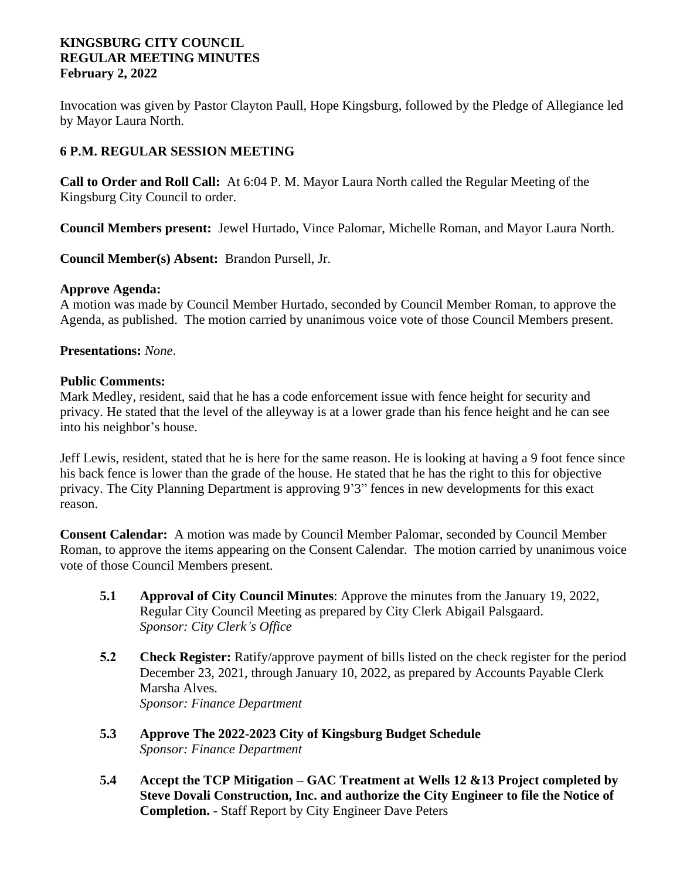**KINGSBURG CITY COUNCIL**
**REGULAR MEETING MINUTES**
**February 2, 2022**

Invocation was given by Pastor Clayton Paull, Hope Kingsburg, followed by the Pledge of Allegiance led by Mayor Laura North.

**6 P.M. REGULAR SESSION MEETING**

**Call to Order and Roll Call:** At 6:04 P. M. Mayor Laura North called the Regular Meeting of the Kingsburg City Council to order.

**Council Members present:** Jewel Hurtado, Vince Palomar, Michelle Roman, and Mayor Laura North.

**Council Member(s) Absent:** Brandon Pursell, Jr.

**Approve Agenda:**
A motion was made by Council Member Hurtado, seconded by Council Member Roman, to approve the Agenda, as published. The motion carried by unanimous voice vote of those Council Members present.

**Presentations:** *None*.

**Public Comments:**
Mark Medley, resident, said that he has a code enforcement issue with fence height for security and privacy. He stated that the level of the alleyway is at a lower grade than his fence height and he can see into his neighbor's house.

Jeff Lewis, resident, stated that he is here for the same reason. He is looking at having a 9 foot fence since his back fence is lower than the grade of the house. He stated that he has the right to this for objective privacy. The City Planning Department is approving 9'3" fences in new developments for this exact reason.

**Consent Calendar:** A motion was made by Council Member Palomar, seconded by Council Member Roman, to approve the items appearing on the Consent Calendar. The motion carried by unanimous voice vote of those Council Members present.

**5.1** **Approval of City Council Minutes**: Approve the minutes from the January 19, 2022, Regular City Council Meeting as prepared by City Clerk Abigail Palsgaard.
*Sponsor: City Clerk's Office*

**5.2** **Check Register:** Ratify/approve payment of bills listed on the check register for the period December 23, 2021, through January 10, 2022, as prepared by Accounts Payable Clerk Marsha Alves.
*Sponsor: Finance Department*

**5.3** **Approve The 2022-2023 City of Kingsburg Budget Schedule**
*Sponsor: Finance Department*

**5.4** **Accept the TCP Mitigation – GAC Treatment at Wells 12 &13 Project completed by Steve Dovali Construction, Inc. and authorize the City Engineer to file the Notice of Completion.** - Staff Report by City Engineer Dave Peters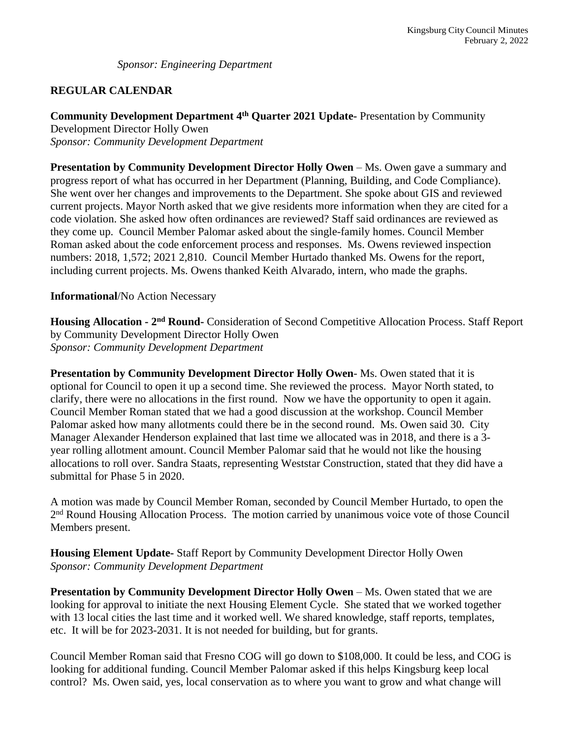*Sponsor: Engineering Department*

**REGULAR CALENDAR**

**Community Development Department 4th Quarter 2021 Update-** Presentation by Community Development Director Holly Owen
*Sponsor: Community Development Department*

**Presentation by Community Development Director Holly Owen** – Ms. Owen gave a summary and progress report of what has occurred in her Department (Planning, Building, and Code Compliance). She went over her changes and improvements to the Department. She spoke about GIS and reviewed current projects. Mayor North asked that we give residents more information when they are cited for a code violation. She asked how often ordinances are reviewed? Staff said ordinances are reviewed as they come up. Council Member Palomar asked about the single-family homes. Council Member Roman asked about the code enforcement process and responses. Ms. Owens reviewed inspection numbers: 2018, 1,572; 2021 2,810. Council Member Hurtado thanked Ms. Owens for the report, including current projects. Ms. Owens thanked Keith Alvarado, intern, who made the graphs.

**Informational**/No Action Necessary

**Housing Allocation - 2nd Round-** Consideration of Second Competitive Allocation Process. Staff Report by Community Development Director Holly Owen
*Sponsor: Community Development Department*

**Presentation by Community Development Director Holly Owen**- Ms. Owen stated that it is optional for Council to open it up a second time. She reviewed the process. Mayor North stated, to clarify, there were no allocations in the first round. Now we have the opportunity to open it again. Council Member Roman stated that we had a good discussion at the workshop. Council Member Palomar asked how many allotments could there be in the second round. Ms. Owen said 30. City Manager Alexander Henderson explained that last time we allocated was in 2018, and there is a 3-year rolling allotment amount. Council Member Palomar said that he would not like the housing allocations to roll over. Sandra Staats, representing Weststar Construction, stated that they did have a submittal for Phase 5 in 2020.

A motion was made by Council Member Roman, seconded by Council Member Hurtado, to open the 2nd Round Housing Allocation Process. The motion carried by unanimous voice vote of those Council Members present.

**Housing Element Update-** Staff Report by Community Development Director Holly Owen
*Sponsor: Community Development Department*

**Presentation by Community Development Director Holly Owen** – Ms. Owen stated that we are looking for approval to initiate the next Housing Element Cycle. She stated that we worked together with 13 local cities the last time and it worked well. We shared knowledge, staff reports, templates, etc. It will be for 2023-2031. It is not needed for building, but for grants.

Council Member Roman said that Fresno COG will go down to $108,000. It could be less, and COG is looking for additional funding. Council Member Palomar asked if this helps Kingsburg keep local control? Ms. Owen said, yes, local conservation as to where you want to grow and what change will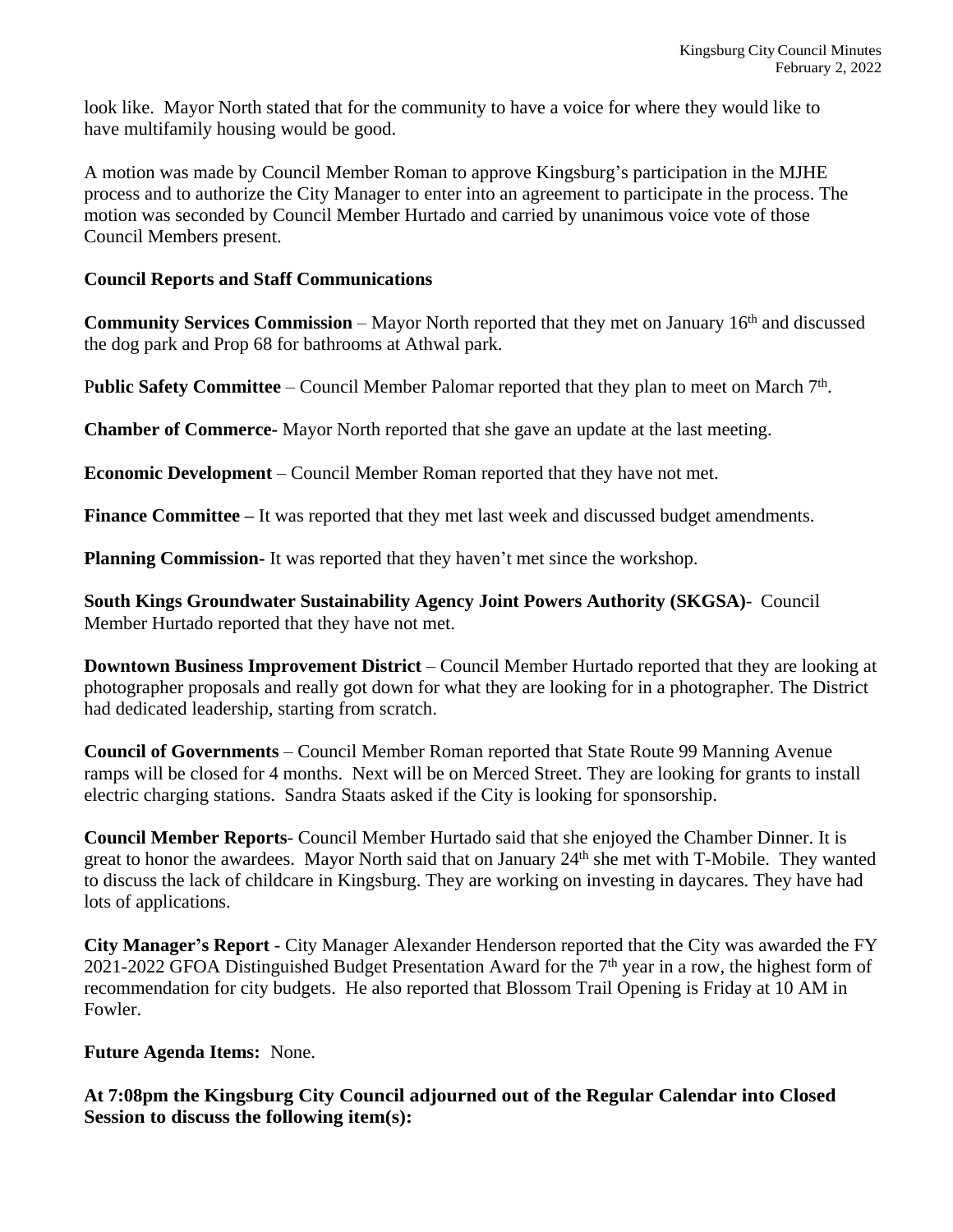look like. Mayor North stated that for the community to have a voice for where they would like to have multifamily housing would be good.

A motion was made by Council Member Roman to approve Kingsburg's participation in the MJHE process and to authorize the City Manager to enter into an agreement to participate in the process. The motion was seconded by Council Member Hurtado and carried by unanimous voice vote of those Council Members present.

**Council Reports and Staff Communications**

**Community Services Commission** – Mayor North reported that they met on January 16th and discussed the dog park and Prop 68 for bathrooms at Athwal park.

P**ublic Safety Committee** – Council Member Palomar reported that they plan to meet on March 7th.

**Chamber of Commerce-** Mayor North reported that she gave an update at the last meeting.

**Economic Development** – Council Member Roman reported that they have not met.

**Finance Committee –** It was reported that they met last week and discussed budget amendments.

**Planning Commission-** It was reported that they haven't met since the workshop.

**South Kings Groundwater Sustainability Agency Joint Powers Authority (SKGSA)-** Council Member Hurtado reported that they have not met.

**Downtown Business Improvement District** – Council Member Hurtado reported that they are looking at photographer proposals and really got down for what they are looking for in a photographer. The District had dedicated leadership, starting from scratch.

**Council of Governments** – Council Member Roman reported that State Route 99 Manning Avenue ramps will be closed for 4 months. Next will be on Merced Street. They are looking for grants to install electric charging stations. Sandra Staats asked if the City is looking for sponsorship.

**Council Member Reports**- Council Member Hurtado said that she enjoyed the Chamber Dinner. It is great to honor the awardees. Mayor North said that on January 24th she met with T-Mobile. They wanted to discuss the lack of childcare in Kingsburg. They are working on investing in daycares. They have had lots of applications.

**City Manager's Report** - City Manager Alexander Henderson reported that the City was awarded the FY 2021-2022 GFOA Distinguished Budget Presentation Award for the 7th year in a row, the highest form of recommendation for city budgets. He also reported that Blossom Trail Opening is Friday at 10 AM in Fowler.

**Future Agenda Items:** None.

**At 7:08pm the Kingsburg City Council adjourned out of the Regular Calendar into Closed Session to discuss the following item(s):**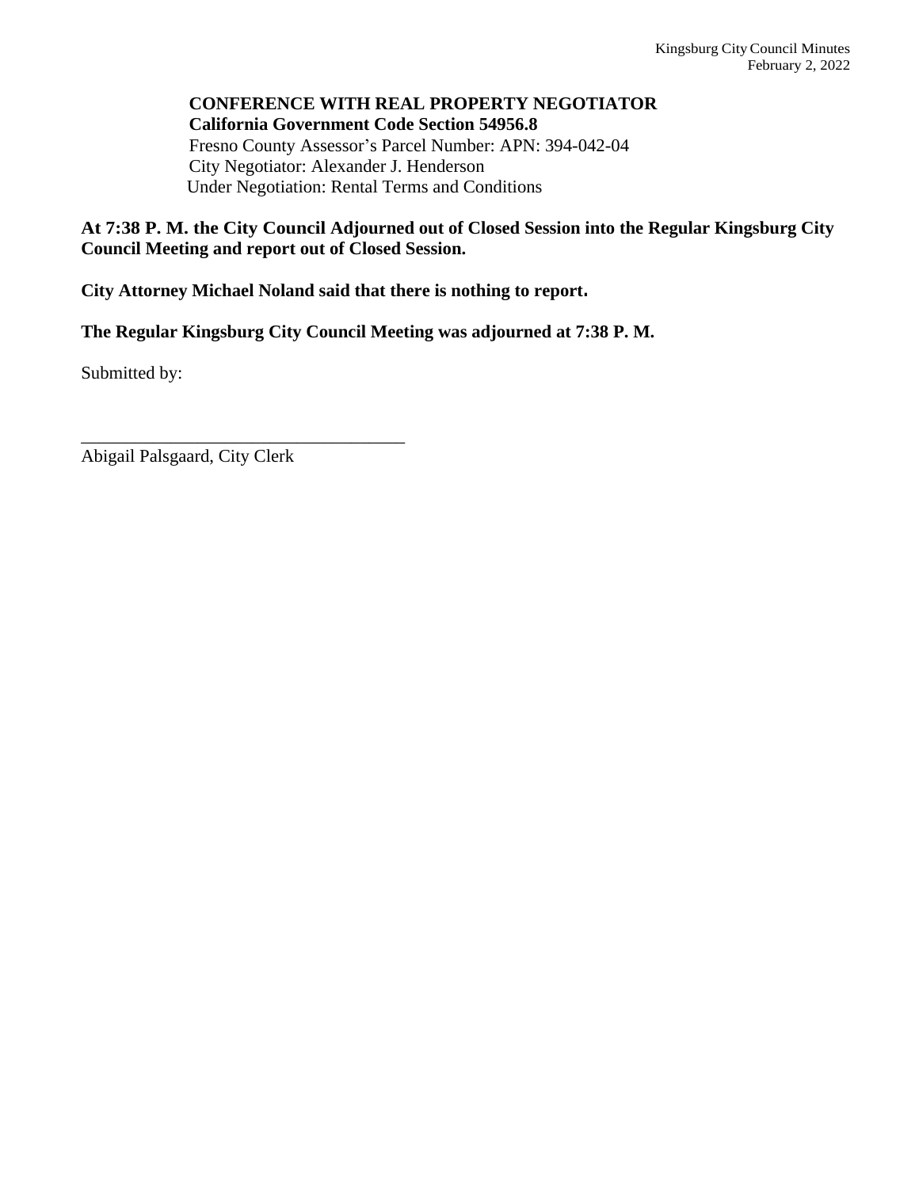**CONFERENCE WITH REAL PROPERTY NEGOTIATOR**
**California Government Code Section 54956.8**
Fresno County Assessor's Parcel Number: APN: 394-042-04
City Negotiator: Alexander J. Henderson
Under Negotiation: Rental Terms and Conditions

**At 7:38 P. M. the City Council Adjourned out of Closed Session into the Regular Kingsburg City Council Meeting and report out of Closed Session.**

**City Attorney Michael Noland said that there is nothing to report.**

**The Regular Kingsburg City Council Meeting was adjourned at 7:38 P. M.**

Submitted by:

_____________________________________
Abigail Palsgaard, City Clerk